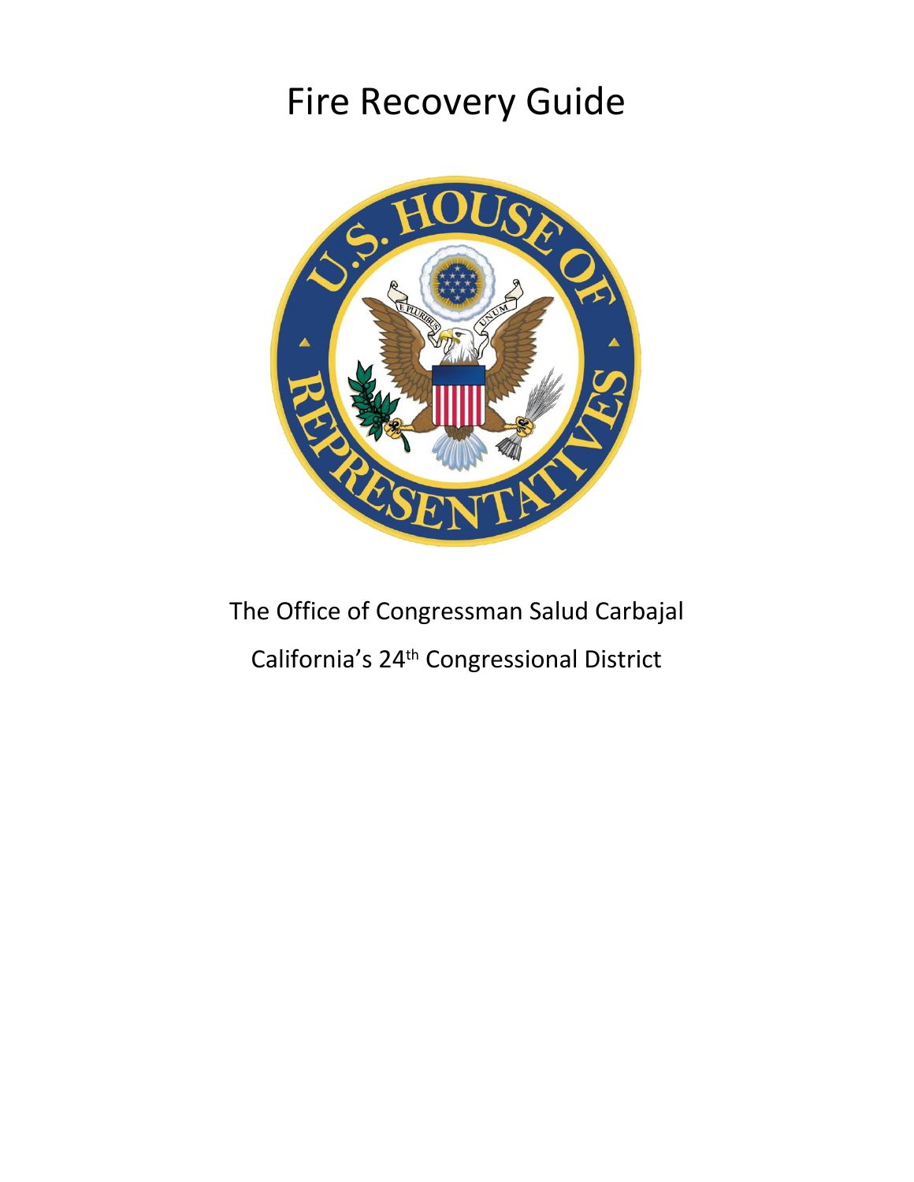# Fire Recovery Guide

The Office of Congressman Salud Carbajal

California's 24th Congressional District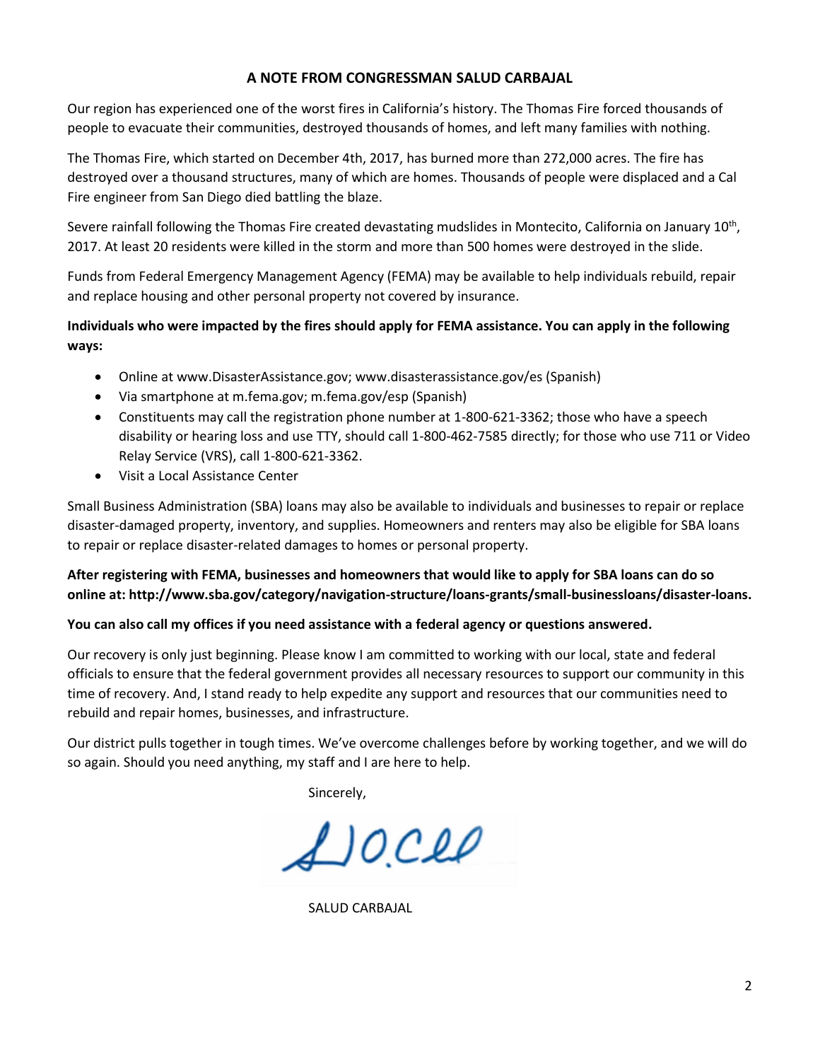## A NOTE FROM CONGRESSMAN SALUD CARBAJAL

Our region has experienced one of the worst fires in California's history. The Thomas Fire forced thousands of people to evacuate their communities, destroyed thousands of homes, and left many families with nothing.

The Thomas Fire, which started on December 4th, 2017, has burned more than 272,000 acres. The fire has destroyed over a thousand structures, many of which are homes. Thousands of people were displaced and a Cal Fire engineer from San Diego died battling the blaze.

Severe rainfall following the Thomas Fire created devastating mudslides in Montecito, California on January 10th, 2017. At least 20 residents were killed in the storm and more than 500 homes were destroyed in the slide.

Funds from Federal Emergency Management Agency (FEMA) may be available to help individuals rebuild, repair and replace housing and other personal property not covered by insurance.

**Individuals who were impacted by the fires should apply for FEMA assistance. You can apply in the following ways:**

- Online at www.DisasterAssistance.gov; www.disasterassistance.gov/es (Spanish)
- Via smartphone at m.fema.gov; m.fema.gov/esp (Spanish)
- Constituents may call the registration phone number at 1-800-621-3362; those who have a speech disability or hearing loss and use TTY, should call 1-800-462-7585 directly; for those who use 711 or Video Relay Service (VRS), call 1-800-621-3362.
- Visit a Local Assistance Center

Small Business Administration (SBA) loans may also be available to individuals and businesses to repair or replace disaster-damaged property, inventory, and supplies. Homeowners and renters may also be eligible for SBA loans to repair or replace disaster-related damages to homes or personal property.

**After registering with FEMA, businesses and homeowners that would like to apply for SBA loans can do so online at: http://www.sba.gov/category/navigation-structure/loans-grants/small-businessloans/disaster-loans.**

**You can also call my offices if you need assistance with a federal agency or questions answered.**

Our recovery is only just beginning. Please know I am committed to working with our local, state and federal officials to ensure that the federal government provides all necessary resources to support our community in this time of recovery. And, I stand ready to help expedite any support and resources that our communities need to rebuild and repair homes, businesses, and infrastructure.

Our district pulls together in tough times. We've overcome challenges before by working together, and we will do so again. Should you need anything, my staff and I are here to help.

Sincerely,

SALUD CARBAJAL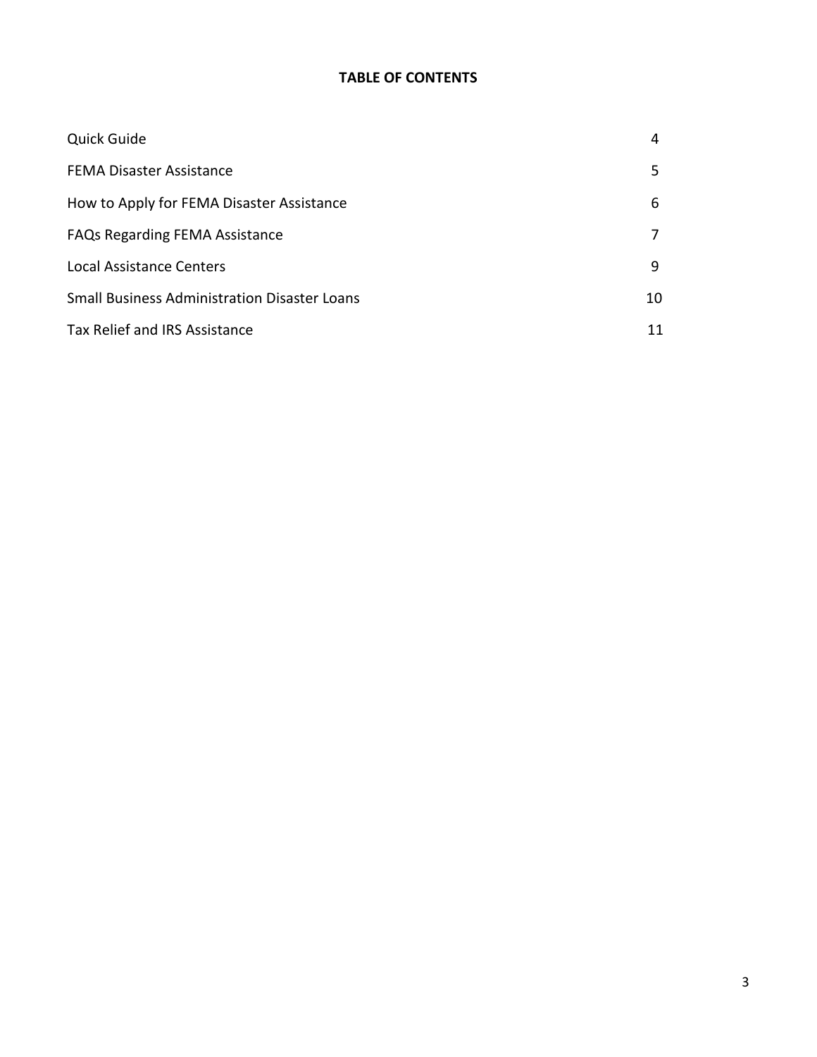## TABLE OF CONTENTS

| | |
|---|---|
| Quick Guide | 4 |
| FEMA Disaster Assistance | 5 |
| How to Apply for FEMA Disaster Assistance | 6 |
| FAQs Regarding FEMA Assistance | 7 |
| Local Assistance Centers | 9 |
| Small Business Administration Disaster Loans | 10 |
| Tax Relief and IRS Assistance | 11 |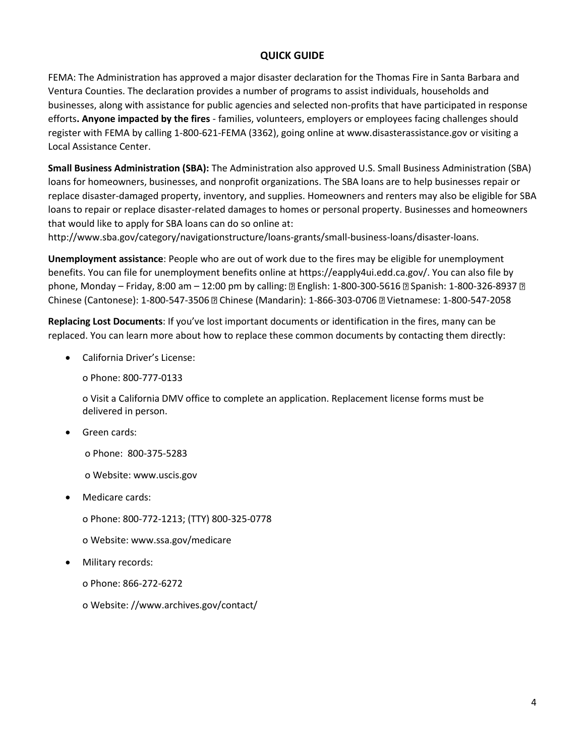## QUICK GUIDE

FEMA: The Administration has approved a major disaster declaration for the Thomas Fire in Santa Barbara and Ventura Counties. The declaration provides a number of programs to assist individuals, households and businesses, along with assistance for public agencies and selected non-profits that have participated in response efforts**. Anyone impacted by the fires** - families, volunteers, employers or employees facing challenges should register with FEMA by calling 1-800-621-FEMA (3362), going online at www.disasterassistance.gov or visiting a Local Assistance Center.

**Small Business Administration (SBA):** The Administration also approved U.S. Small Business Administration (SBA) loans for homeowners, businesses, and nonprofit organizations. The SBA loans are to help businesses repair or replace disaster-damaged property, inventory, and supplies. Homeowners and renters may also be eligible for SBA loans to repair or replace disaster-related damages to homes or personal property. Businesses and homeowners that would like to apply for SBA loans can do so online at: http://www.sba.gov/category/navigationstructure/loans-grants/small-business-loans/disaster-loans.

**Unemployment assistance**: People who are out of work due to the fires may be eligible for unemployment benefits. You can file for unemployment benefits online at https://eapply4ui.edd.ca.gov/. You can also file by phone, Monday – Friday, 8:00 am – 12:00 pm by calling: English: 1-800-300-5616 Spanish: 1-800-326-8937 Chinese (Cantonese): 1-800-547-3506 Chinese (Mandarin): 1-866-303-0706 Vietnamese: 1-800-547-2058

**Replacing Lost Documents**: If you've lost important documents or identification in the fires, many can be replaced. You can learn more about how to replace these common documents by contacting them directly:

- California Driver's License:
  - Phone: 800-777-0133
  - Visit a California DMV office to complete an application. Replacement license forms must be delivered in person.
- Green cards:
  - Phone: 800-375-5283
  - Website: www.uscis.gov
- Medicare cards:
  - Phone: 800-772-1213; (TTY) 800-325-0778
  - Website: www.ssa.gov/medicare
- Military records:
  - Phone: 866-272-6272
  - Website: //www.archives.gov/contact/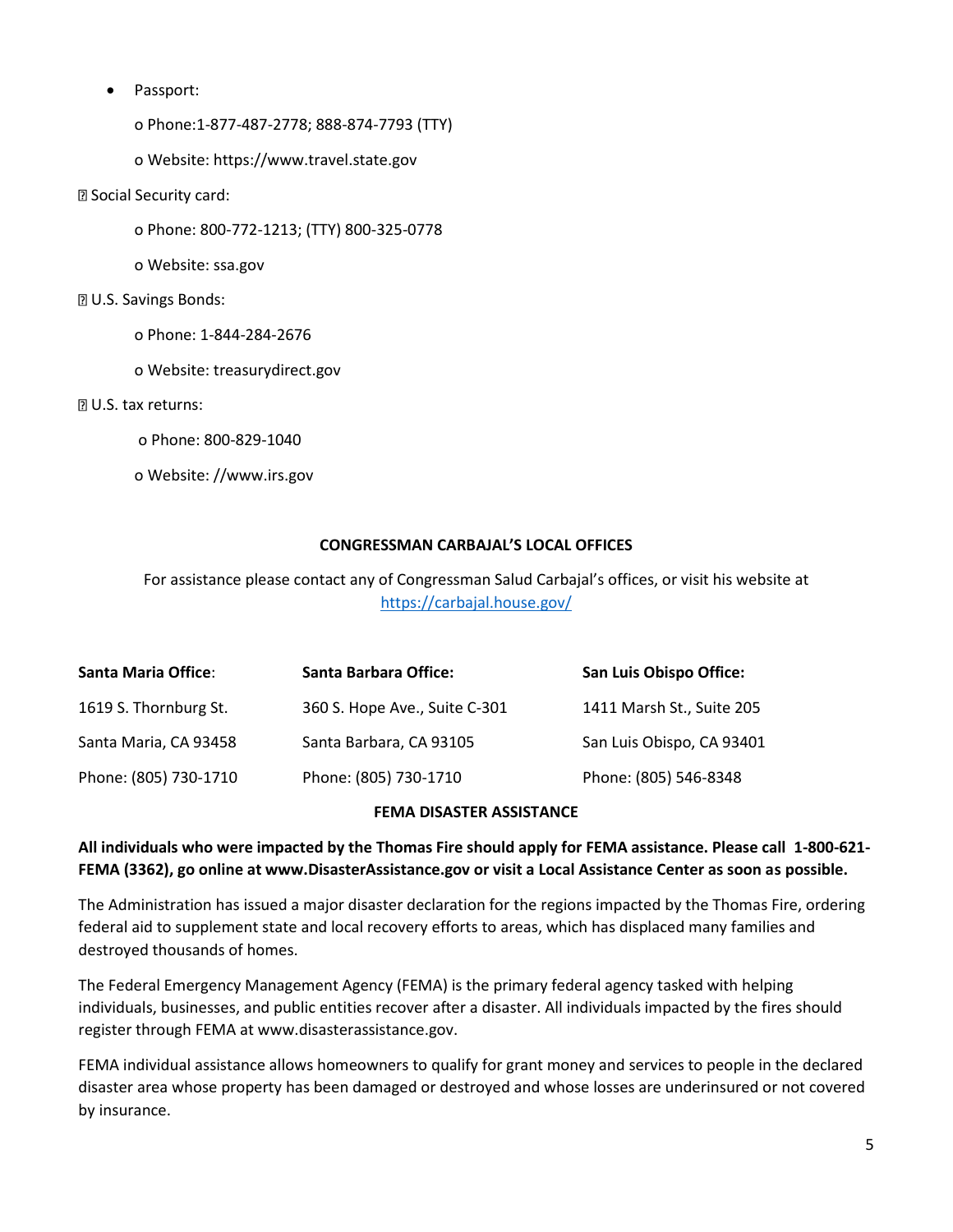- Passport:
  - o Phone:1-877-487-2778; 888-874-7793 (TTY)
  - o Website: https://www.travel.state.gov
- Social Security card:
  - o Phone: 800-772-1213; (TTY) 800-325-0778
  - o Website: ssa.gov
- U.S. Savings Bonds:
  - o Phone: 1-844-284-2676
  - o Website: treasurydirect.gov
- U.S. tax returns:
  - o Phone: 800-829-1040
  - o Website: //www.irs.gov

**CONGRESSMAN CARBAJAL'S LOCAL OFFICES**

For assistance please contact any of Congressman Salud Carbajal's offices, or visit his website at https://carbajal.house.gov/

| **Santa Maria Office**: | **Santa Barbara Office:** | **San Luis Obispo Office:** |
|---|---|---|
| 1619 S. Thornburg St. | 360 S. Hope Ave., Suite C-301 | 1411 Marsh St., Suite 205 |
| Santa Maria, CA 93458 | Santa Barbara, CA 93105 | San Luis Obispo, CA 93401 |
| Phone: (805) 730-1710 | Phone: (805) 730-1710 | Phone: (805) 546-8348 |

**FEMA DISASTER ASSISTANCE**

**All individuals who were impacted by the Thomas Fire should apply for FEMA assistance. Please call 1-800-621-FEMA (3362), go online at www.DisasterAssistance.gov or visit a Local Assistance Center as soon as possible.**

The Administration has issued a major disaster declaration for the regions impacted by the Thomas Fire, ordering federal aid to supplement state and local recovery efforts to areas, which has displaced many families and destroyed thousands of homes.

The Federal Emergency Management Agency (FEMA) is the primary federal agency tasked with helping individuals, businesses, and public entities recover after a disaster. All individuals impacted by the fires should register through FEMA at www.disasterassistance.gov.

FEMA individual assistance allows homeowners to qualify for grant money and services to people in the declared disaster area whose property has been damaged or destroyed and whose losses are underinsured or not covered by insurance.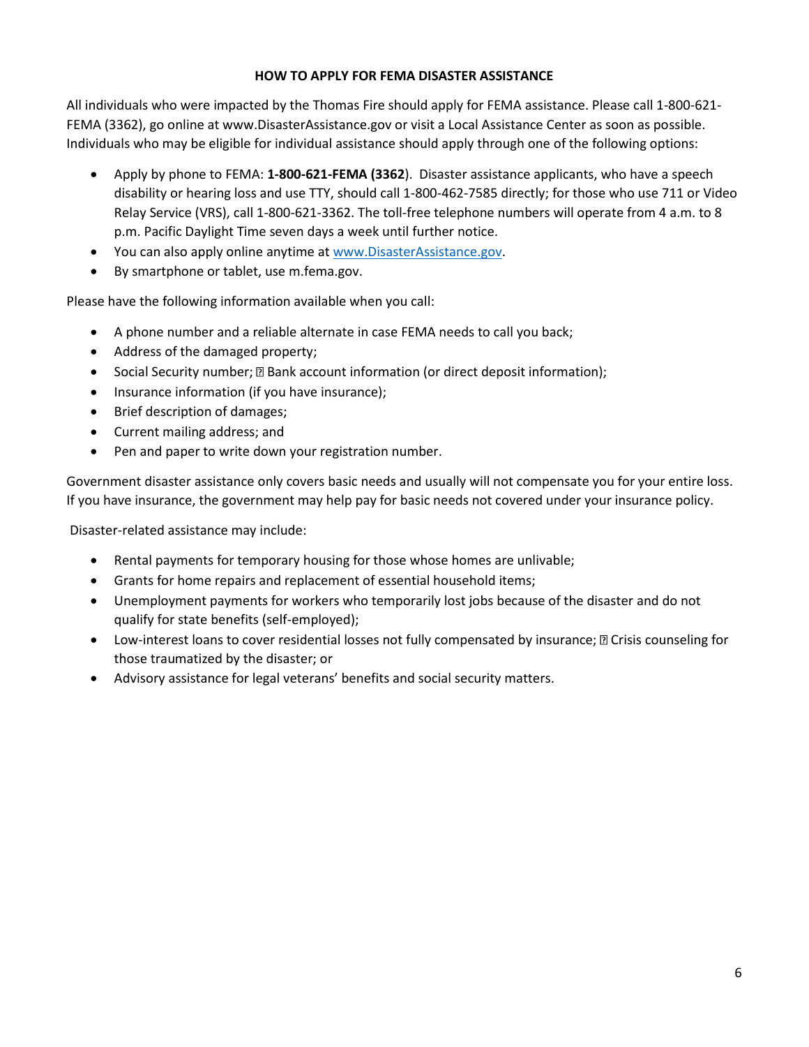## HOW TO APPLY FOR FEMA DISASTER ASSISTANCE

All individuals who were impacted by the Thomas Fire should apply for FEMA assistance. Please call 1-800-621-FEMA (3362), go online at www.DisasterAssistance.gov or visit a Local Assistance Center as soon as possible. Individuals who may be eligible for individual assistance should apply through one of the following options:

- Apply by phone to FEMA: **1-800-621-FEMA (3362**). Disaster assistance applicants, who have a speech disability or hearing loss and use TTY, should call 1-800-462-7585 directly; for those who use 711 or Video Relay Service (VRS), call 1-800-621-3362. The toll-free telephone numbers will operate from 4 a.m. to 8 p.m. Pacific Daylight Time seven days a week until further notice.
- You can also apply online anytime at [www.DisasterAssistance.gov](www.DisasterAssistance.gov).
- By smartphone or tablet, use m.fema.gov.

Please have the following information available when you call:

- A phone number and a reliable alternate in case FEMA needs to call you back;
- Address of the damaged property;
- Social Security number; Bank account information (or direct deposit information);
- Insurance information (if you have insurance);
- Brief description of damages;
- Current mailing address; and
- Pen and paper to write down your registration number.

Government disaster assistance only covers basic needs and usually will not compensate you for your entire loss. If you have insurance, the government may help pay for basic needs not covered under your insurance policy.

Disaster-related assistance may include:

- Rental payments for temporary housing for those whose homes are unlivable;
- Grants for home repairs and replacement of essential household items;
- Unemployment payments for workers who temporarily lost jobs because of the disaster and do not qualify for state benefits (self-employed);
- Low-interest loans to cover residential losses not fully compensated by insurance; Crisis counseling for those traumatized by the disaster; or
- Advisory assistance for legal veterans' benefits and social security matters.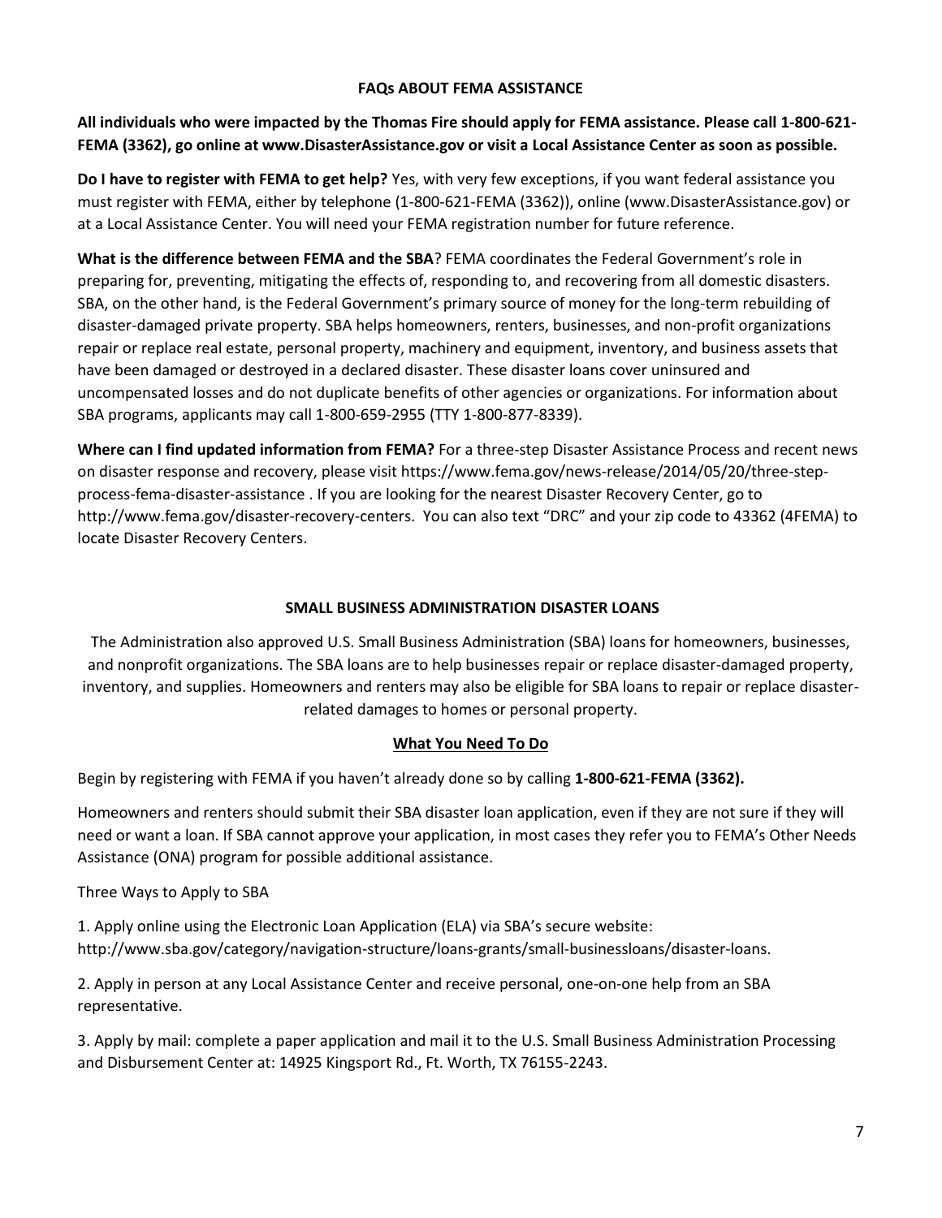## FAQs ABOUT FEMA ASSISTANCE

**All individuals who were impacted by the Thomas Fire should apply for FEMA assistance. Please call 1-800-621-FEMA (3362), go online at www.DisasterAssistance.gov or visit a Local Assistance Center as soon as possible.**

**Do I have to register with FEMA to get help?** Yes, with very few exceptions, if you want federal assistance you must register with FEMA, either by telephone (1-800-621-FEMA (3362)), online (www.DisasterAssistance.gov) or at a Local Assistance Center. You will need your FEMA registration number for future reference.

**What is the difference between FEMA and the SBA**? FEMA coordinates the Federal Government's role in preparing for, preventing, mitigating the effects of, responding to, and recovering from all domestic disasters. SBA, on the other hand, is the Federal Government's primary source of money for the long-term rebuilding of disaster-damaged private property. SBA helps homeowners, renters, businesses, and non-profit organizations repair or replace real estate, personal property, machinery and equipment, inventory, and business assets that have been damaged or destroyed in a declared disaster. These disaster loans cover uninsured and uncompensated losses and do not duplicate benefits of other agencies or organizations. For information about SBA programs, applicants may call 1-800-659-2955 (TTY 1-800-877-8339).

**Where can I find updated information from FEMA?** For a three-step Disaster Assistance Process and recent news on disaster response and recovery, please visit https://www.fema.gov/news-release/2014/05/20/three-step-process-fema-disaster-assistance . If you are looking for the nearest Disaster Recovery Center, go to http://www.fema.gov/disaster-recovery-centers. You can also text "DRC" and your zip code to 43362 (4FEMA) to locate Disaster Recovery Centers.

## SMALL BUSINESS ADMINISTRATION DISASTER LOANS

The Administration also approved U.S. Small Business Administration (SBA) loans for homeowners, businesses, and nonprofit organizations. The SBA loans are to help businesses repair or replace disaster-damaged property, inventory, and supplies. Homeowners and renters may also be eligible for SBA loans to repair or replace disaster-related damages to homes or personal property.

### What You Need To Do

Begin by registering with FEMA if you haven't already done so by calling **1-800-621-FEMA (3362).**

Homeowners and renters should submit their SBA disaster loan application, even if they are not sure if they will need or want a loan. If SBA cannot approve your application, in most cases they refer you to FEMA's Other Needs Assistance (ONA) program for possible additional assistance.

Three Ways to Apply to SBA

1. Apply online using the Electronic Loan Application (ELA) via SBA's secure website: http://www.sba.gov/category/navigation-structure/loans-grants/small-businessloans/disaster-loans.

2. Apply in person at any Local Assistance Center and receive personal, one-on-one help from an SBA representative.

3. Apply by mail: complete a paper application and mail it to the U.S. Small Business Administration Processing and Disbursement Center at: 14925 Kingsport Rd., Ft. Worth, TX 76155-2243.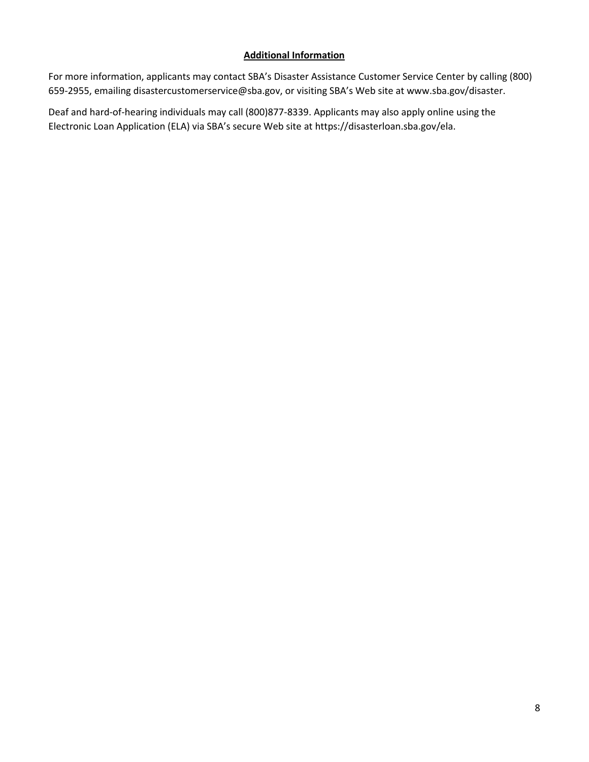## Additional Information

For more information, applicants may contact SBA's Disaster Assistance Customer Service Center by calling (800) 659-2955, emailing disastercustomerservice@sba.gov, or visiting SBA's Web site at www.sba.gov/disaster.

Deaf and hard-of-hearing individuals may call (800)877-8339. Applicants may also apply online using the Electronic Loan Application (ELA) via SBA's secure Web site at https://disasterloan.sba.gov/ela.